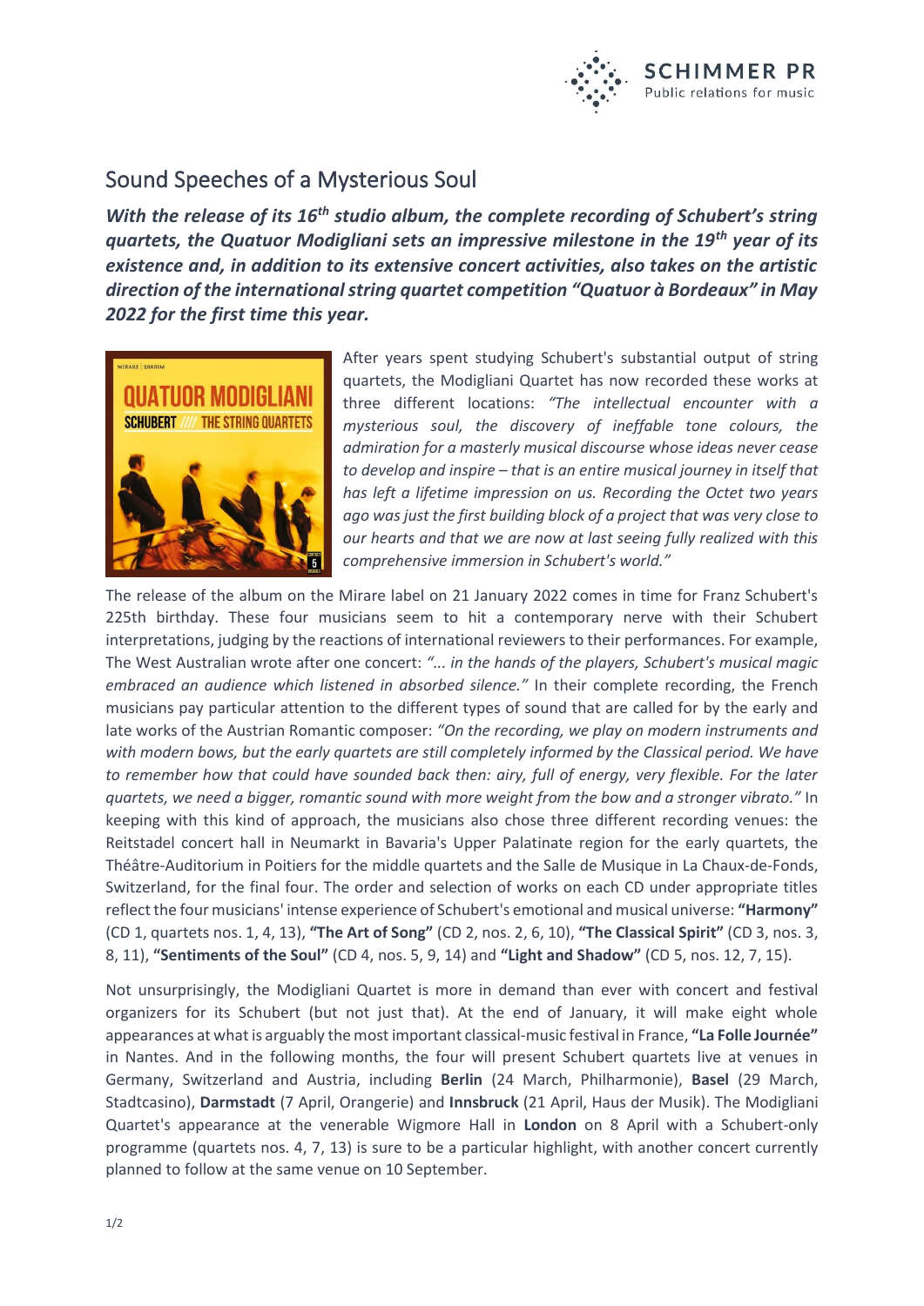SCHIMMER PR
Public relations for music

# Sound Speeches of a Mysterious Soul

***With the release of its 16th studio album, the complete recording of Schubert's string quartets, the Quatuor Modigliani sets an impressive milestone in the 19th year of its existence and, in addition to its extensive concert activities, also takes on the artistic direction of the international string quartet competition "Quatuor à Bordeaux" in May 2022 for the first time this year.***

After years spent studying Schubert's substantial output of string quartets, the Modigliani Quartet has now recorded these works at three different locations: *"The intellectual encounter with a mysterious soul, the discovery of ineffable tone colours, the admiration for a masterly musical discourse whose ideas never cease to develop and inspire – that is an entire musical journey in itself that has left a lifetime impression on us. Recording the Octet two years ago was just the first building block of a project that was very close to our hearts and that we are now at last seeing fully realized with this comprehensive immersion in Schubert's world."*

The release of the album on the Mirare label on 21 January 2022 comes in time for Franz Schubert's 225th birthday. These four musicians seem to hit a contemporary nerve with their Schubert interpretations, judging by the reactions of international reviewers to their performances. For example, The West Australian wrote after one concert: *"... in the hands of the players, Schubert's musical magic embraced an audience which listened in absorbed silence."* In their complete recording, the French musicians pay particular attention to the different types of sound that are called for by the early and late works of the Austrian Romantic composer: *"On the recording, we play on modern instruments and with modern bows, but the early quartets are still completely informed by the Classical period. We have to remember how that could have sounded back then: airy, full of energy, very flexible. For the later quartets, we need a bigger, romantic sound with more weight from the bow and a stronger vibrato."* In keeping with this kind of approach, the musicians also chose three different recording venues: the Reitstadel concert hall in Neumarkt in Bavaria's Upper Palatinate region for the early quartets, the Théâtre-Auditorium in Poitiers for the middle quartets and the Salle de Musique in La Chaux-de-Fonds, Switzerland, for the final four. The order and selection of works on each CD under appropriate titles reflect the four musicians' intense experience of Schubert's emotional and musical universe: **"Harmony"** (CD 1, quartets nos. 1, 4, 13), **"The Art of Song"** (CD 2, nos. 2, 6, 10), **"The Classical Spirit"** (CD 3, nos. 3, 8, 11), **"Sentiments of the Soul"** (CD 4, nos. 5, 9, 14) and **"Light and Shadow"** (CD 5, nos. 12, 7, 15).

Not unsurprisingly, the Modigliani Quartet is more in demand than ever with concert and festival organizers for its Schubert (but not just that). At the end of January, it will make eight whole appearances at what is arguably the most important classical-music festival in France, **"La Folle Journée"** in Nantes. And in the following months, the four will present Schubert quartets live at venues in Germany, Switzerland and Austria, including **Berlin** (24 March, Philharmonie), **Basel** (29 March, Stadtcasino), **Darmstadt** (7 April, Orangerie) and **Innsbruck** (21 April, Haus der Musik). The Modigliani Quartet's appearance at the venerable Wigmore Hall in **London** on 8 April with a Schubert-only programme (quartets nos. 4, 7, 13) is sure to be a particular highlight, with another concert currently planned to follow at the same venue on 10 September.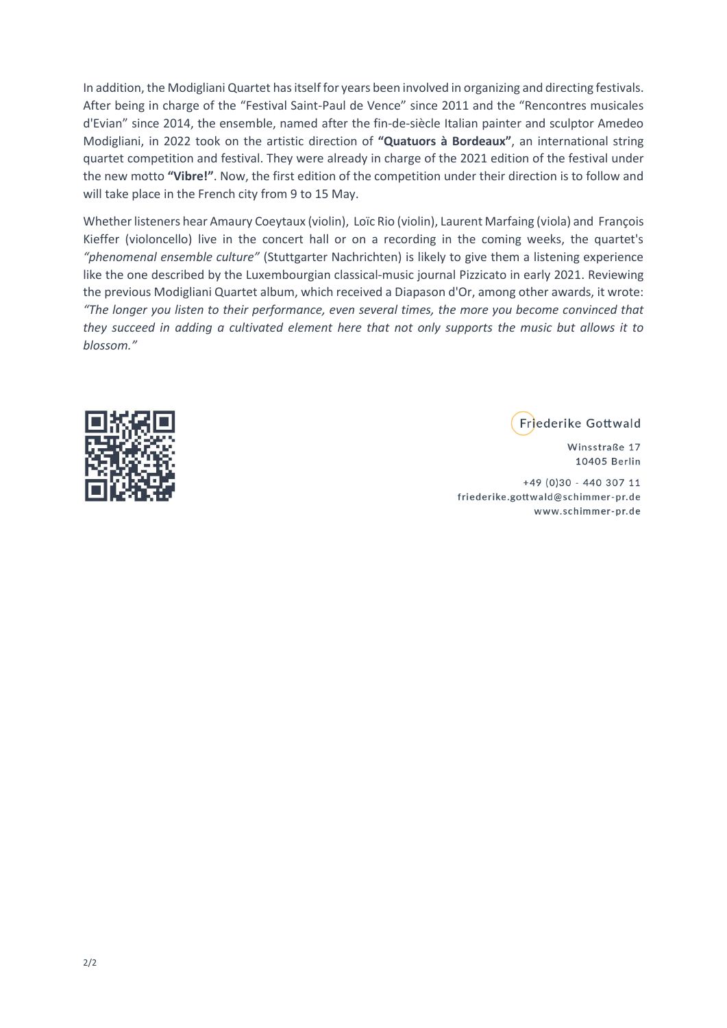In addition, the Modigliani Quartet has itself for years been involved in organizing and directing festivals. After being in charge of the "Festival Saint-Paul de Vence" since 2011 and the "Rencontres musicales d'Evian" since 2014, the ensemble, named after the fin-de-siècle Italian painter and sculptor Amedeo Modigliani, in 2022 took on the artistic direction of **"Quatuors à Bordeaux"**, an international string quartet competition and festival. They were already in charge of the 2021 edition of the festival under the new motto **"Vibre!"**. Now, the first edition of the competition under their direction is to follow and will take place in the French city from 9 to 15 May.

Whether listeners hear Amaury Coeytaux (violin), Loïc Rio (violin), Laurent Marfaing (viola) and François Kieffer (violoncello) live in the concert hall or on a recording in the coming weeks, the quartet's *"phenomenal ensemble culture"* (Stuttgarter Nachrichten) is likely to give them a listening experience like the one described by the Luxembourgian classical-music journal Pizzicato in early 2021. Reviewing the previous Modigliani Quartet album, which received a Diapason d'Or, among other awards, it wrote: *"The longer you listen to their performance, even several times, the more you become convinced that they succeed in adding a cultivated element here that not only supports the music but allows it to blossom."*

Friederike Gottwald

Winsstraße 17
10405 Berlin

+49 (0)30 - 440 307 11
friederike.gottwald@schimmer-pr.de
www.schimmer-pr.de